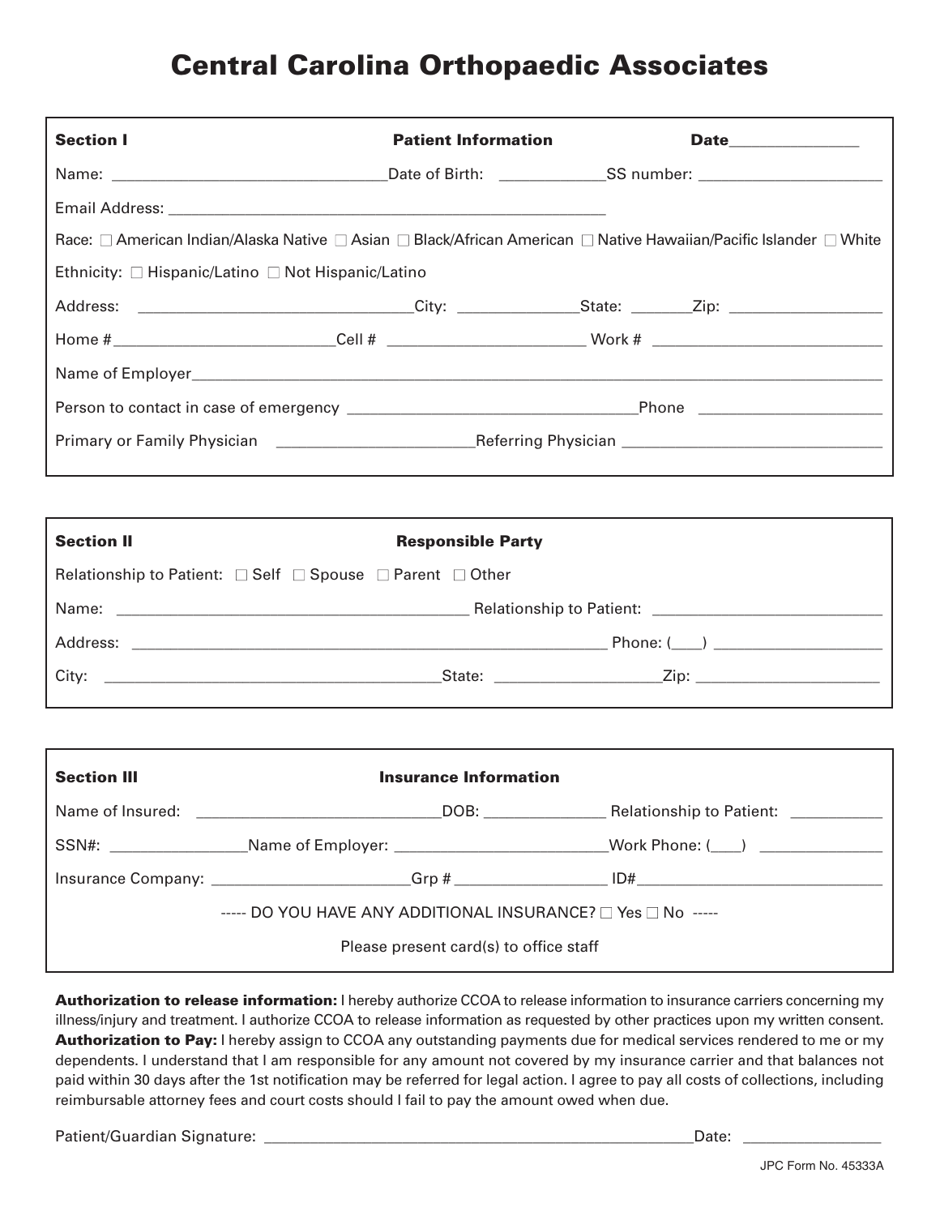# Central Carolina Orthopaedic Associates

**Section I** **Patient Information** **Date**_______________

Name: _________________________________Date of Birth: _____________SS number: ______________________

Email Address: _______________________________________________________

Race: ☐ American Indian/Alaska Native ☐ Asian ☐ Black/African American ☐ Native Hawaiian/Pacific Islander ☐ White

Ethnicity: ☐ Hispanic/Latino ☐ Not Hispanic/Latino

Address: ________________________________City: ______________State: _______Zip: __________________

Home #__________________________Cell # _______________________ Work # ___________________________

Name of Employer_____________________________________________________________________________

Person to contact in case of emergency __________________________________Phone ______________________

Primary or Family Physician _______________________Referring Physician ______________________________

**Section II** **Responsible Party**

Relationship to Patient: ☐ Self ☐ Spouse ☐ Parent ☐ Other

Name: __________________________________________ Relationship to Patient: ____________________________

Address: ________________________________________________________ Phone: (___) ____________________

City: ________________________________________State: ____________________Zip: ______________________

**Section III** **Insurance Information**

Name of Insured: _____________________________DOB: ______________ Relationship to Patient: ___________

SSN#: ________________Name of Employer: _________________________Work Phone: (___) ______________

Insurance Company: _______________________Grp # _________________ ID#_____________________________

----- DO YOU HAVE ANY ADDITIONAL INSURANCE? ☐ Yes ☐ No -----

Please present card(s) to office staff

**Authorization to release information:** I hereby authorize CCOA to release information to insurance carriers concerning my illness/injury and treatment. I authorize CCOA to release information as requested by other practices upon my written consent. **Authorization to Pay:** I hereby assign to CCOA any outstanding payments due for medical services rendered to me or my dependents. I understand that I am responsible for any amount not covered by my insurance carrier and that balances not paid within 30 days after the 1st notification may be referred for legal action. I agree to pay all costs of collections, including reimbursable attorney fees and court costs should I fail to pay the amount owed when due.

Patient/Guardian Signature: ____________________________________________________Date: ________________

JPC Form No. 45333A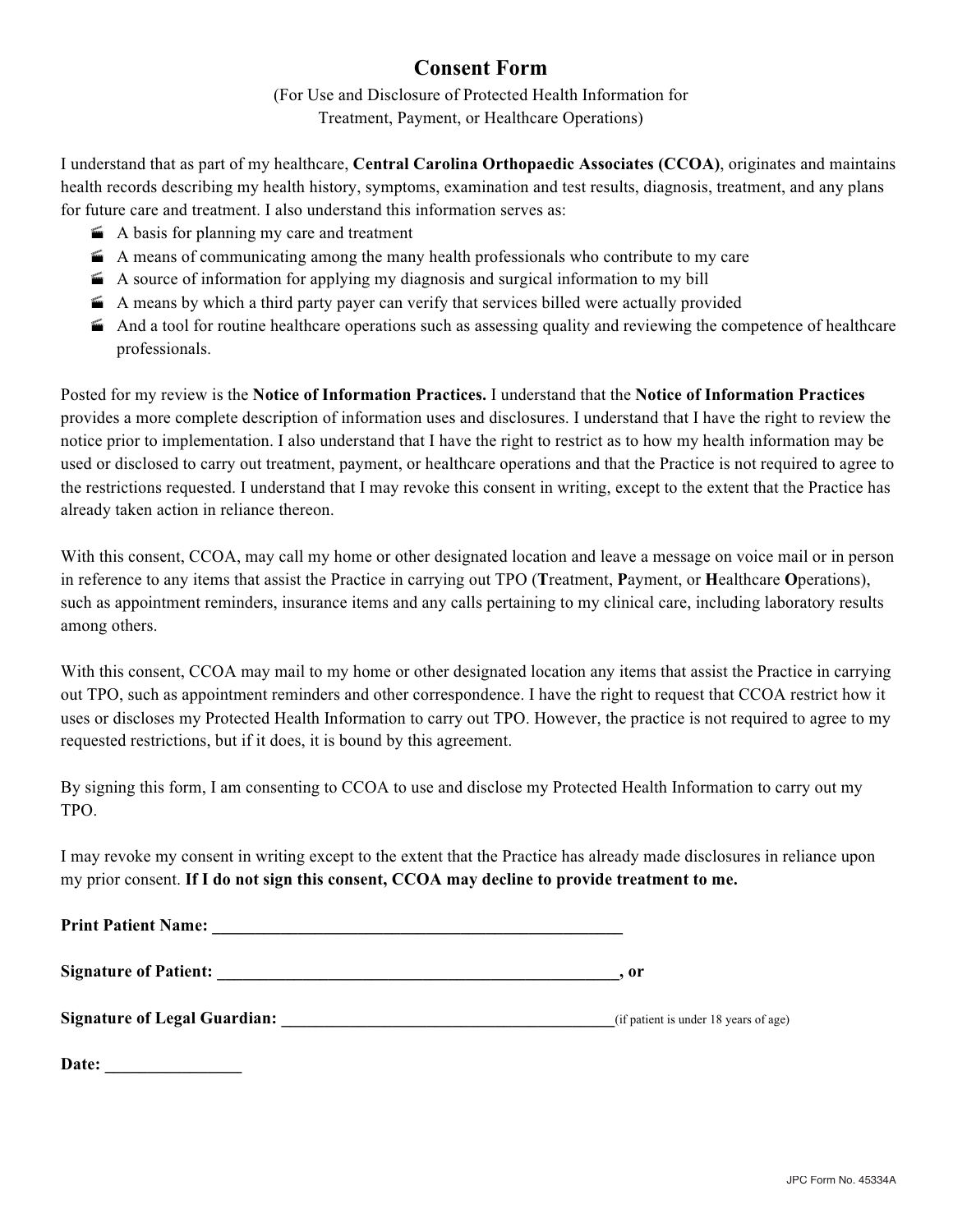# Consent Form

(For Use and Disclosure of Protected Health Information for
Treatment, Payment, or Healthcare Operations)

I understand that as part of my healthcare, **Central Carolina Orthopaedic Associates (CCOA)**, originates and maintains health records describing my health history, symptoms, examination and test results, diagnosis, treatment, and any plans for future care and treatment. I also understand this information serves as:

- A basis for planning my care and treatment
- A means of communicating among the many health professionals who contribute to my care
- A source of information for applying my diagnosis and surgical information to my bill
- A means by which a third party payer can verify that services billed were actually provided
- And a tool for routine healthcare operations such as assessing quality and reviewing the competence of healthcare professionals.

Posted for my review is the **Notice of Information Practices.** I understand that the **Notice of Information Practices** provides a more complete description of information uses and disclosures. I understand that I have the right to review the notice prior to implementation. I also understand that I have the right to restrict as to how my health information may be used or disclosed to carry out treatment, payment, or healthcare operations and that the Practice is not required to agree to the restrictions requested. I understand that I may revoke this consent in writing, except to the extent that the Practice has already taken action in reliance thereon.

With this consent, CCOA, may call my home or other designated location and leave a message on voice mail or in person in reference to any items that assist the Practice in carrying out TPO (**T**reatment, **P**ayment, or **H**ealthcare **O**perations), such as appointment reminders, insurance items and any calls pertaining to my clinical care, including laboratory results among others.

With this consent, CCOA may mail to my home or other designated location any items that assist the Practice in carrying out TPO, such as appointment reminders and other correspondence. I have the right to request that CCOA restrict how it uses or discloses my Protected Health Information to carry out TPO. However, the practice is not required to agree to my requested restrictions, but if it does, it is bound by this agreement.

By signing this form, I am consenting to CCOA to use and disclose my Protected Health Information to carry out my TPO.

I may revoke my consent in writing except to the extent that the Practice has already made disclosures in reliance upon my prior consent. **If I do not sign this consent, CCOA may decline to provide treatment to me.**

**Print Patient Name:** ________________________________________________

**Signature of Patient:** _______________________________________________**, or**

**Signature of Legal Guardian:** ________________________________________ (if patient is under 18 years of age)

**Date:** ________________

JPC Form No. 45334A